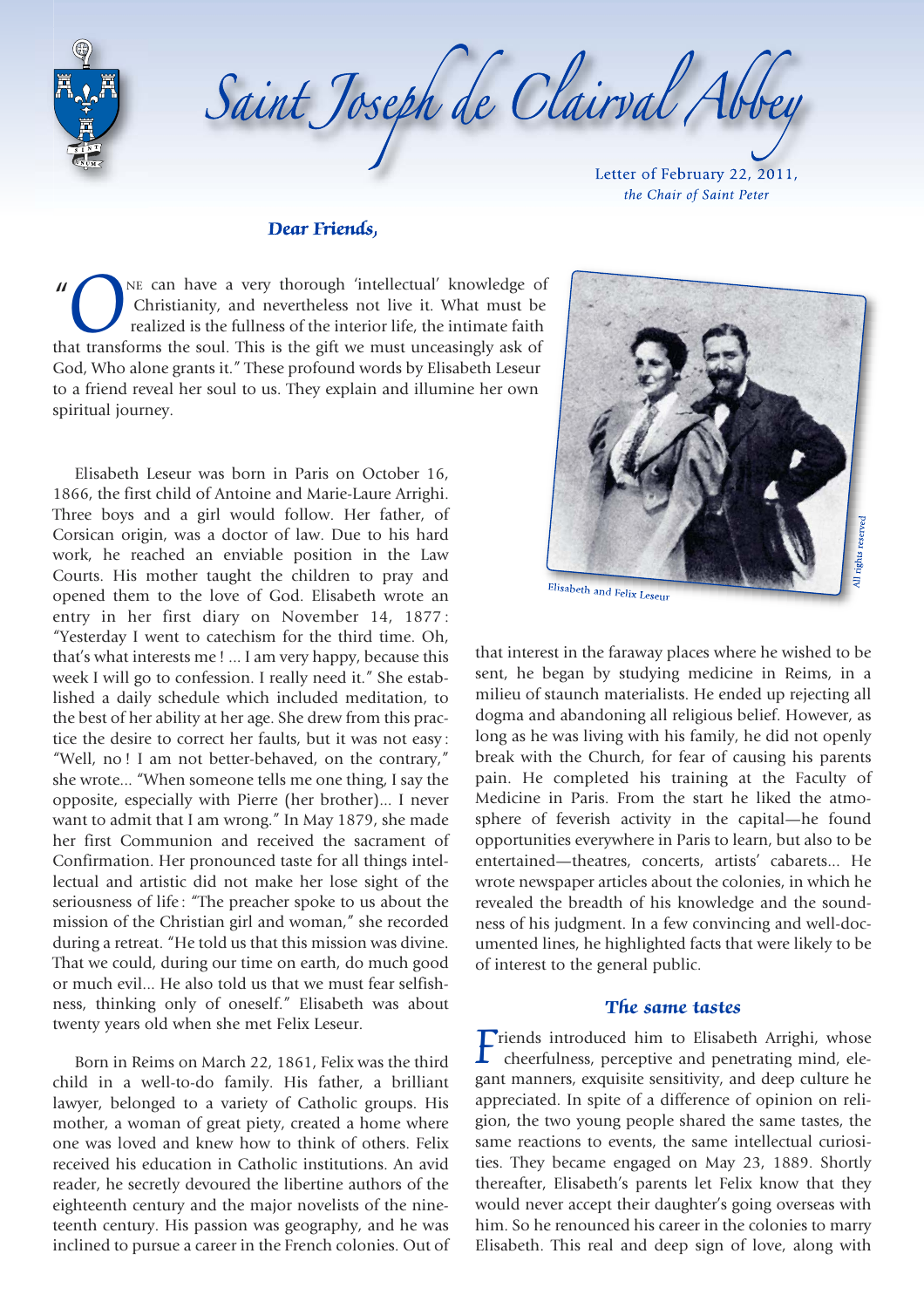# Saint Joseph de Clairval Abbey

Letter of February 22, 2011,
*the Chair of Saint Peter*

**Dear Friends,**

"One can have a very thorough 'intellectual' knowledge of Christianity, and nevertheless not live it. What must be realized is the fullness of the interior life, the intimate faith that transforms the soul. This is the gift we must unceasingly ask of God, Who alone grants it." These profound words by Elisabeth Leseur to a friend reveal her soul to us. They explain and illumine her own spiritual journey.

Elisabeth and Felix Leseur

Elisabeth Leseur was born in Paris on October 16, 1866, the first child of Antoine and Marie-Laure Arrighi. Three boys and a girl would follow. Her father, of Corsican origin, was a doctor of law. Due to his hard work, he reached an enviable position in the Law Courts. His mother taught the children to pray and opened them to the love of God. Elisabeth wrote an entry in her first diary on November 14, 1877: "Yesterday I went to catechism for the third time. Oh, that's what interests me! ... I am very happy, because this week I will go to confession. I really need it." She established a daily schedule which included meditation, to the best of her ability at her age. She drew from this practice the desire to correct her faults, but it was not easy: "Well, no! I am not better-behaved, on the contrary," she wrote... "When someone tells me one thing, I say the opposite, especially with Pierre (her brother)... I never want to admit that I am wrong." In May 1879, she made her first Communion and received the sacrament of Confirmation. Her pronounced taste for all things intellectual and artistic did not make her lose sight of the seriousness of life: "The preacher spoke to us about the mission of the Christian girl and woman," she recorded during a retreat. "He told us that this mission was divine. That we could, during our time on earth, do much good or much evil... He also told us that we must fear selfishness, thinking only of oneself." Elisabeth was about twenty years old when she met Felix Leseur.

Born in Reims on March 22, 1861, Felix was the third child in a well-to-do family. His father, a brilliant lawyer, belonged to a variety of Catholic groups. His mother, a woman of great piety, created a home where one was loved and knew how to think of others. Felix received his education in Catholic institutions. An avid reader, he secretly devoured the libertine authors of the eighteenth century and the major novelists of the nineteenth century. His passion was geography, and he was inclined to pursue a career in the French colonies. Out of that interest in the faraway places where he wished to be sent, he began by studying medicine in Reims, in a milieu of staunch materialists. He ended up rejecting all dogma and abandoning all religious belief. However, as long as he was living with his family, he did not openly break with the Church, for fear of causing his parents pain. He completed his training at the Faculty of Medicine in Paris. From the start he liked the atmosphere of feverish activity in the capital—he found opportunities everywhere in Paris to learn, but also to be entertained—theatres, concerts, artists' cabarets... He wrote newspaper articles about the colonies, in which he revealed the breadth of his knowledge and the soundness of his judgment. In a few convincing and well-documented lines, he highlighted facts that were likely to be of interest to the general public.

## The same tastes

Friends introduced him to Elisabeth Arrighi, whose cheerfulness, perceptive and penetrating mind, elegant manners, exquisite sensitivity, and deep culture he appreciated. In spite of a difference of opinion on religion, the two young people shared the same tastes, the same reactions to events, the same intellectual curiosities. They became engaged on May 23, 1889. Shortly thereafter, Elisabeth's parents let Felix know that they would never accept their daughter's going overseas with him. So he renounced his career in the colonies to marry Elisabeth. This real and deep sign of love, along with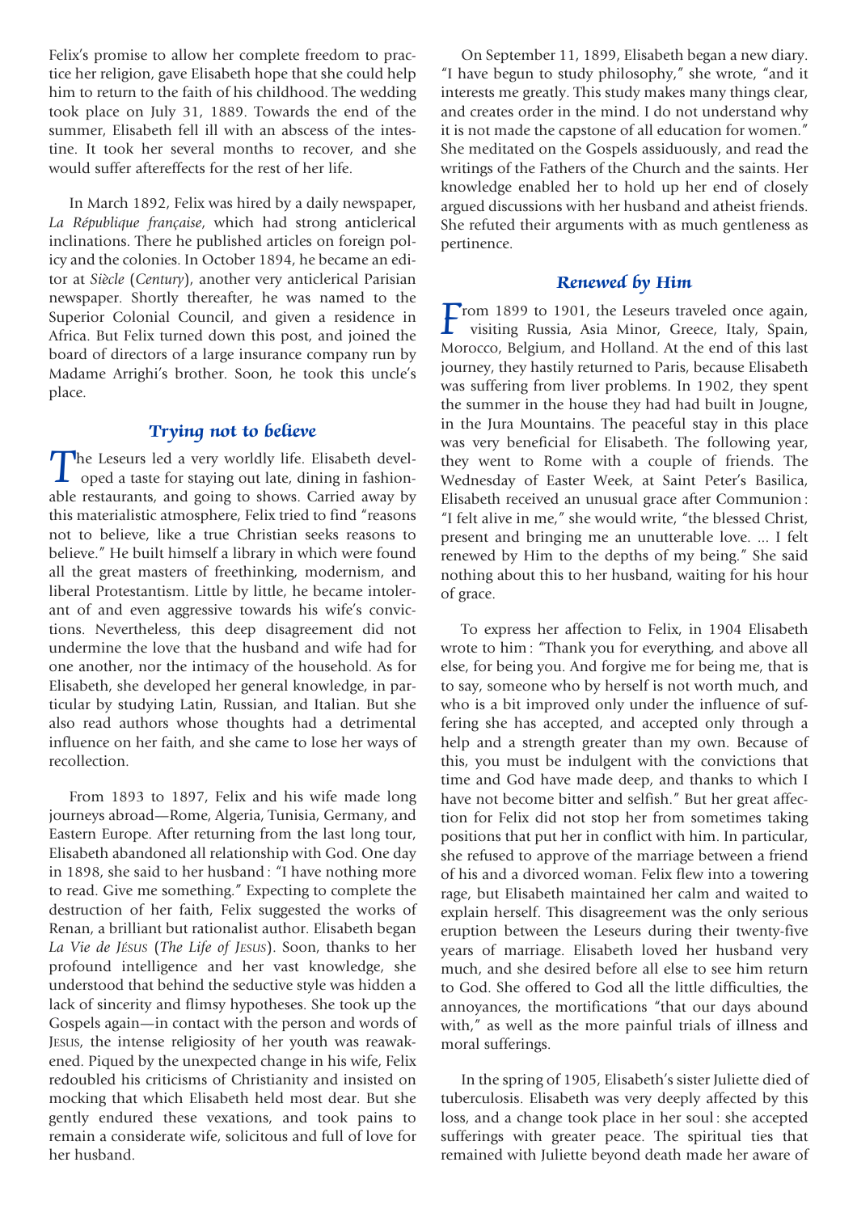Felix's promise to allow her complete freedom to practice her religion, gave Elisabeth hope that she could help him to return to the faith of his childhood. The wedding took place on July 31, 1889. Towards the end of the summer, Elisabeth fell ill with an abscess of the intestine. It took her several months to recover, and she would suffer aftereffects for the rest of her life.

In March 1892, Felix was hired by a daily newspaper, *La République française*, which had strong anticlerical inclinations. There he published articles on foreign policy and the colonies. In October 1894, he became an editor at *Siècle* (*Century*), another very anticlerical Parisian newspaper. Shortly thereafter, he was named to the Superior Colonial Council, and given a residence in Africa. But Felix turned down this post, and joined the board of directors of a large insurance company run by Madame Arrighi's brother. Soon, he took this uncle's place.

### *Trying not to believe*

The Leseurs led a very worldly life. Elisabeth developed a taste for staying out late, dining in fashionable restaurants, and going to shows. Carried away by this materialistic atmosphere, Felix tried to find "reasons not to believe, like a true Christian seeks reasons to believe." He built himself a library in which were found all the great masters of freethinking, modernism, and liberal Protestantism. Little by little, he became intolerant of and even aggressive towards his wife's convictions. Nevertheless, this deep disagreement did not undermine the love that the husband and wife had for one another, nor the intimacy of the household. As for Elisabeth, she developed her general knowledge, in particular by studying Latin, Russian, and Italian. But she also read authors whose thoughts had a detrimental influence on her faith, and she came to lose her ways of recollection.

From 1893 to 1897, Felix and his wife made long journeys abroad—Rome, Algeria, Tunisia, Germany, and Eastern Europe. After returning from the last long tour, Elisabeth abandoned all relationship with God. One day in 1898, she said to her husband: "I have nothing more to read. Give me something." Expecting to complete the destruction of her faith, Felix suggested the works of Renan, a brilliant but rationalist author. Elisabeth began *La Vie de Jésus* (*The Life of Jesus*). Soon, thanks to her profound intelligence and her vast knowledge, she understood that behind the seductive style was hidden a lack of sincerity and flimsy hypotheses. She took up the Gospels again—in contact with the person and words of Jesus, the intense religiosity of her youth was reawakened. Piqued by the unexpected change in his wife, Felix redoubled his criticisms of Christianity and insisted on mocking that which Elisabeth held most dear. But she gently endured these vexations, and took pains to remain a considerate wife, solicitous and full of love for her husband.

On September 11, 1899, Elisabeth began a new diary. "I have begun to study philosophy," she wrote, "and it interests me greatly. This study makes many things clear, and creates order in the mind. I do not understand why it is not made the capstone of all education for women." She meditated on the Gospels assiduously, and read the writings of the Fathers of the Church and the saints. Her knowledge enabled her to hold up her end of closely argued discussions with her husband and atheist friends. She refuted their arguments with as much gentleness as pertinence.

### *Renewed by Him*

From 1899 to 1901, the Leseurs traveled once again, visiting Russia, Asia Minor, Greece, Italy, Spain, Morocco, Belgium, and Holland. At the end of this last journey, they hastily returned to Paris, because Elisabeth was suffering from liver problems. In 1902, they spent the summer in the house they had had built in Jougne, in the Jura Mountains. The peaceful stay in this place was very beneficial for Elisabeth. The following year, they went to Rome with a couple of friends. The Wednesday of Easter Week, at Saint Peter's Basilica, Elisabeth received an unusual grace after Communion: "I felt alive in me," she would write, "the blessed Christ, present and bringing me an unutterable love. ... I felt renewed by Him to the depths of my being." She said nothing about this to her husband, waiting for his hour of grace.

To express her affection to Felix, in 1904 Elisabeth wrote to him: "Thank you for everything, and above all else, for being you. And forgive me for being me, that is to say, someone who by herself is not worth much, and who is a bit improved only under the influence of suffering she has accepted, and accepted only through a help and a strength greater than my own. Because of this, you must be indulgent with the convictions that time and God have made deep, and thanks to which I have not become bitter and selfish." But her great affection for Felix did not stop her from sometimes taking positions that put her in conflict with him. In particular, she refused to approve of the marriage between a friend of his and a divorced woman. Felix flew into a towering rage, but Elisabeth maintained her calm and waited to explain herself. This disagreement was the only serious eruption between the Leseurs during their twenty-five years of marriage. Elisabeth loved her husband very much, and she desired before all else to see him return to God. She offered to God all the little difficulties, the annoyances, the mortifications "that our days abound with," as well as the more painful trials of illness and moral sufferings.

In the spring of 1905, Elisabeth's sister Juliette died of tuberculosis. Elisabeth was very deeply affected by this loss, and a change took place in her soul: she accepted sufferings with greater peace. The spiritual ties that remained with Juliette beyond death made her aware of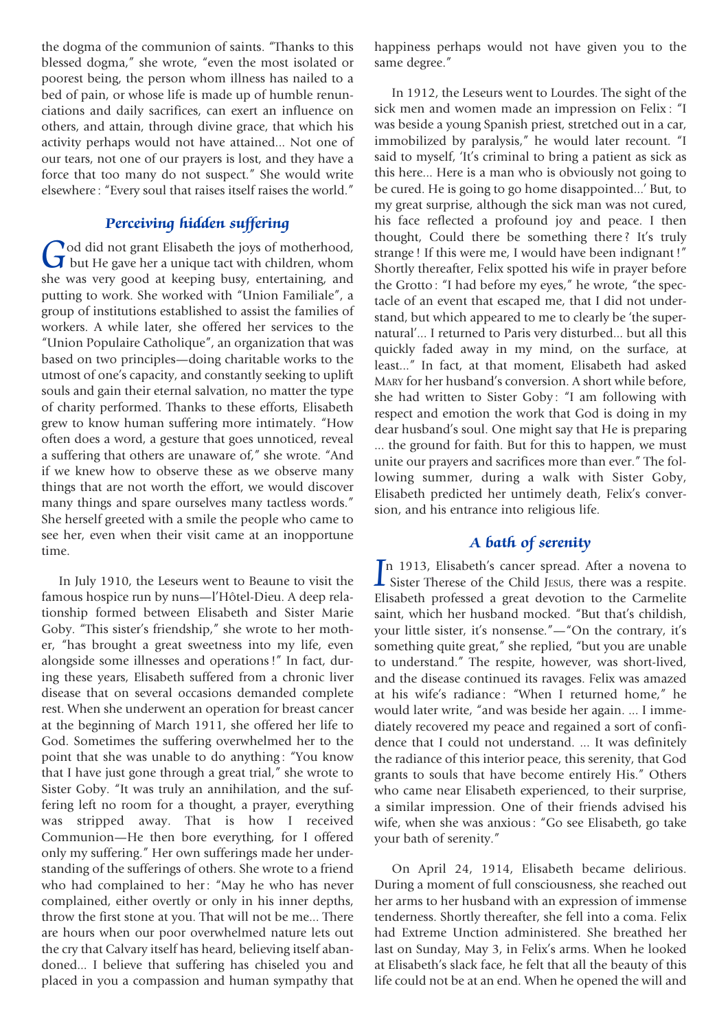the dogma of the communion of saints. "Thanks to this blessed dogma," she wrote, "even the most isolated or poorest being, the person whom illness has nailed to a bed of pain, or whose life is made up of humble renunciations and daily sacrifices, can exert an influence on others, and attain, through divine grace, that which his activity perhaps would not have attained... Not one of our tears, not one of our prayers is lost, and they have a force that too many do not suspect." She would write elsewhere : "Every soul that raises itself raises the world."

## *Perceiving hidden suffering*

God did not grant Elisabeth the joys of motherhood, but He gave her a unique tact with children, whom she was very good at keeping busy, entertaining, and putting to work. She worked with "Union Familiale", a group of institutions established to assist the families of workers. A while later, she offered her services to the "Union Populaire Catholique", an organization that was based on two principles—doing charitable works to the utmost of one's capacity, and constantly seeking to uplift souls and gain their eternal salvation, no matter the type of charity performed. Thanks to these efforts, Elisabeth grew to know human suffering more intimately. "How often does a word, a gesture that goes unnoticed, reveal a suffering that others are unaware of," she wrote. "And if we knew how to observe these as we observe many things that are not worth the effort, we would discover many things and spare ourselves many tactless words." She herself greeted with a smile the people who came to see her, even when their visit came at an inopportune time.

In July 1910, the Leseurs went to Beaune to visit the famous hospice run by nuns—l'Hôtel-Dieu. A deep relationship formed between Elisabeth and Sister Marie Goby. "This sister's friendship," she wrote to her mother, "has brought a great sweetness into my life, even alongside some illnesses and operations !" In fact, during these years, Elisabeth suffered from a chronic liver disease that on several occasions demanded complete rest. When she underwent an operation for breast cancer at the beginning of March 1911, she offered her life to God. Sometimes the suffering overwhelmed her to the point that she was unable to do anything : "You know that I have just gone through a great trial," she wrote to Sister Goby. "It was truly an annihilation, and the suffering left no room for a thought, a prayer, everything was stripped away. That is how I received Communion—He then bore everything, for I offered only my suffering." Her own sufferings made her understanding of the sufferings of others. She wrote to a friend who had complained to her : "May he who has never complained, either overtly or only in his inner depths, throw the first stone at you. That will not be me... There are hours when our poor overwhelmed nature lets out the cry that Calvary itself has heard, believing itself abandoned... I believe that suffering has chiseled you and placed in you a compassion and human sympathy that happiness perhaps would not have given you to the same degree."

In 1912, the Leseurs went to Lourdes. The sight of the sick men and women made an impression on Felix : "I was beside a young Spanish priest, stretched out in a car, immobilized by paralysis," he would later recount. "I said to myself, 'It's criminal to bring a patient as sick as this here... Here is a man who is obviously not going to be cured. He is going to go home disappointed...' But, to my great surprise, although the sick man was not cured, his face reflected a profound joy and peace. I then thought, Could there be something there ? It's truly strange ! If this were me, I would have been indignant !" Shortly thereafter, Felix spotted his wife in prayer before the Grotto : "I had before my eyes," he wrote, "the spectacle of an event that escaped me, that I did not understand, but which appeared to me to clearly be 'the supernatural'... I returned to Paris very disturbed... but all this quickly faded away in my mind, on the surface, at least..." In fact, at that moment, Elisabeth had asked Mary for her husband's conversion. A short while before, she had written to Sister Goby : "I am following with respect and emotion the work that God is doing in my dear husband's soul. One might say that He is preparing ... the ground for faith. But for this to happen, we must unite our prayers and sacrifices more than ever." The following summer, during a walk with Sister Goby, Elisabeth predicted her untimely death, Felix's conversion, and his entrance into religious life.

## *A bath of serenity*

In 1913, Elisabeth's cancer spread. After a novena to Sister Therese of the Child Jesus, there was a respite. Elisabeth professed a great devotion to the Carmelite saint, which her husband mocked. "But that's childish, your little sister, it's nonsense."—"On the contrary, it's something quite great," she replied, "but you are unable to understand." The respite, however, was short-lived, and the disease continued its ravages. Felix was amazed at his wife's radiance : "When I returned home," he would later write, "and was beside her again. ... I immediately recovered my peace and regained a sort of confidence that I could not understand. ... It was definitely the radiance of this interior peace, this serenity, that God grants to souls that have become entirely His." Others who came near Elisabeth experienced, to their surprise, a similar impression. One of their friends advised his wife, when she was anxious : "Go see Elisabeth, go take your bath of serenity."

On April 24, 1914, Elisabeth became delirious. During a moment of full consciousness, she reached out her arms to her husband with an expression of immense tenderness. Shortly thereafter, she fell into a coma. Felix had Extreme Unction administered. She breathed her last on Sunday, May 3, in Felix's arms. When he looked at Elisabeth's slack face, he felt that all the beauty of this life could not be at an end. When he opened the will and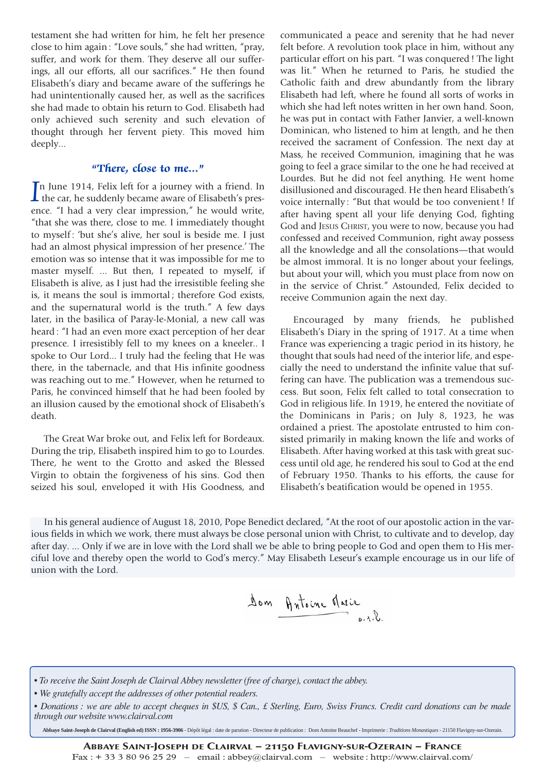testament she had written for him, he felt her presence close to him again: "Love souls," she had written, "pray, suffer, and work for them. They deserve all our sufferings, all our efforts, all our sacrifices." He then found Elisabeth's diary and became aware of the sufferings he had unintentionally caused her, as well as the sacrifices she had made to obtain his return to God. Elisabeth had only achieved such serenity and such elevation of thought through her fervent piety. This moved him deeply...

### *"There, close to me..."*

In June 1914, Felix left for a journey with a friend. In the car, he suddenly became aware of Elisabeth's presence. "I had a very clear impression," he would write, "that she was there, close to me. I immediately thought to myself: 'but she's alive, her soul is beside me. I just had an almost physical impression of her presence.' The emotion was so intense that it was impossible for me to master myself. ... But then, I repeated to myself, if Elisabeth is alive, as I just had the irresistible feeling she is, it means the soul is immortal; therefore God exists, and the supernatural world is the truth." A few days later, in the basilica of Paray-le-Monial, a new call was heard: "I had an even more exact perception of her dear presence. I irresistibly fell to my knees on a kneeler.. I spoke to Our Lord... I truly had the feeling that He was there, in the tabernacle, and that His infinite goodness was reaching out to me." However, when he returned to Paris, he convinced himself that he had been fooled by an illusion caused by the emotional shock of Elisabeth's death.

The Great War broke out, and Felix left for Bordeaux. During the trip, Elisabeth inspired him to go to Lourdes. There, he went to the Grotto and asked the Blessed Virgin to obtain the forgiveness of his sins. God then seized his soul, enveloped it with His Goodness, and communicated a peace and serenity that he had never felt before. A revolution took place in him, without any particular effort on his part. "I was conquered! The light was lit." When he returned to Paris, he studied the Catholic faith and drew abundantly from the library Elisabeth had left, where he found all sorts of works in which she had left notes written in her own hand. Soon, he was put in contact with Father Janvier, a well-known Dominican, who listened to him at length, and he then received the sacrament of Confession. The next day at Mass, he received Communion, imagining that he was going to feel a grace similar to the one he had received at Lourdes. But he did not feel anything. He went home disillusioned and discouraged. He then heard Elisabeth's voice internally: "But that would be too convenient! If after having spent all your life denying God, fighting God and Jesus Christ, you were to now, because you had confessed and received Communion, right away possess all the knowledge and all the consolations—that would be almost immoral. It is no longer about your feelings, but about your will, which you must place from now on in the service of Christ." Astounded, Felix decided to receive Communion again the next day.

Encouraged by many friends, he published Elisabeth's Diary in the spring of 1917. At a time when France was experiencing a tragic period in its history, he thought that souls had need of the interior life, and especially the need to understand the infinite value that suffering can have. The publication was a tremendous success. But soon, Felix felt called to total consecration to God in religious life. In 1919, he entered the novitiate of the Dominicans in Paris; on July 8, 1923, he was ordained a priest. The apostolate entrusted to him consisted primarily in making known the life and works of Elisabeth. After having worked at this task with great success until old age, he rendered his soul to God at the end of February 1950. Thanks to his efforts, the cause for Elisabeth's beatification would be opened in 1955.

In his general audience of August 18, 2010, Pope Benedict declared, "At the root of our apostolic action in the various fields in which we work, there must always be close personal union with Christ, to cultivate and to develop, day after day. ... Only if we are in love with the Lord shall we be able to bring people to God and open them to His merciful love and thereby open the world to God's mercy." May Elisabeth Leseur's example encourage us in our life of union with the Lord.

Dom Antoine Marie o.s.b.

- *To receive the Saint Joseph de Clairval Abbey newsletter (free of charge), contact the abbey.*
- *We gratefully accept the addresses of other potential readers.*
- *Donations : we are able to accept cheques in $US, $ Can., £ Sterling, Euro, Swiss Francs. Credit card donations can be made through our website www.clairval.com*

**Abbaye Saint-Joseph de Clairval (English ed) ISSN : 1956-3906** - Dépôt légal : date de parution - Directeur de publication : Dom Antoine Beauchef - Imprimerie : *Traditions Monastiques* - 21150 Flavigny-sur-Ozerain.

**Abbaye Saint-Joseph de Clairval – 21150 Flavigny-sur-Ozerain – France**
Fax : + 33 3 80 96 25 29 – email : abbey@clairval.com – website : http://www.clairval.com/